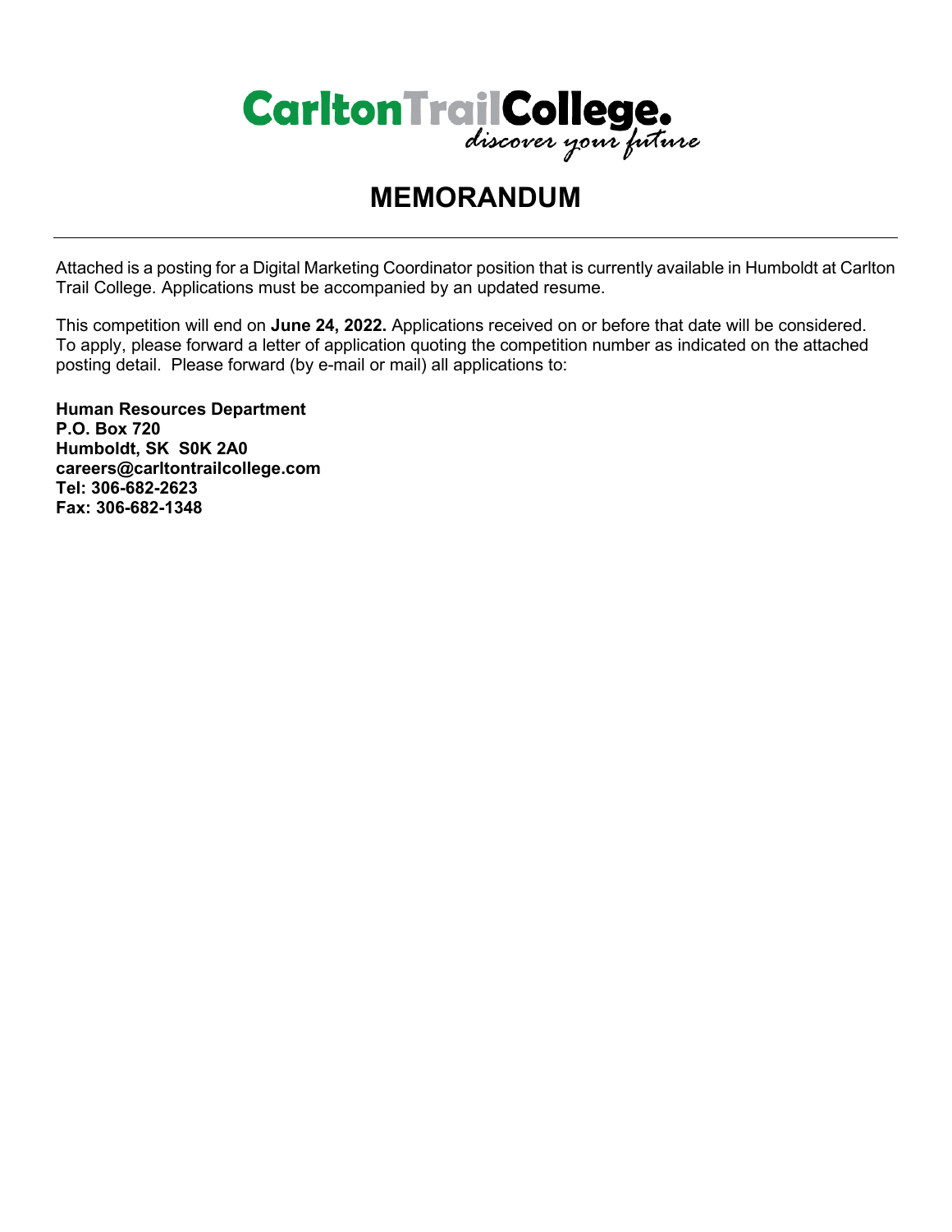**Carlton Trail College.** *discover your future*

# MEMORANDUM

---

Attached is a posting for a Digital Marketing Coordinator position that is currently available in Humboldt at Carlton Trail College. Applications must be accompanied by an updated resume.

This competition will end on **June 24, 2022.** Applications received on or before that date will be considered. To apply, please forward a letter of application quoting the competition number as indicated on the attached posting detail. Please forward (by e-mail or mail) all applications to:

**Human Resources Department**
**P.O. Box 720**
**Humboldt, SK S0K 2A0**
**careers@carltontrailcollege.com**
**Tel: 306-682-2623**
**Fax: 306-682-1348**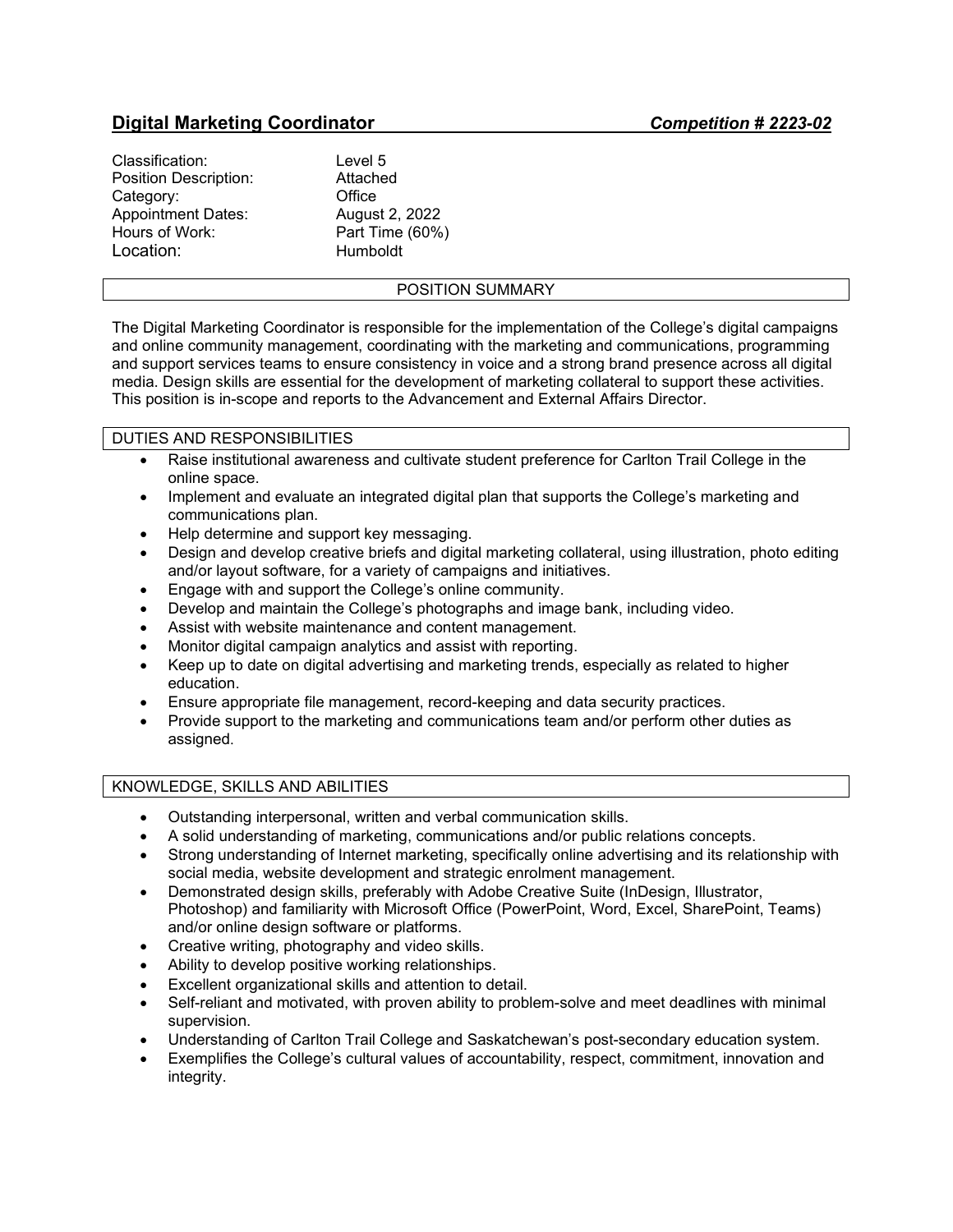## Digital Marketing Coordinator *Competition # 2223-02*

| | |
|---|---|
| Classification: | Level 5 |
| Position Description: | Attached |
| Category: | Office |
| Appointment Dates: | August 2, 2022 |
| Hours of Work: | Part Time (60%) |
| Location: | Humboldt |

### POSITION SUMMARY

The Digital Marketing Coordinator is responsible for the implementation of the College's digital campaigns and online community management, coordinating with the marketing and communications, programming and support services teams to ensure consistency in voice and a strong brand presence across all digital media. Design skills are essential for the development of marketing collateral to support these activities. This position is in-scope and reports to the Advancement and External Affairs Director.

### DUTIES AND RESPONSIBILITIES

- Raise institutional awareness and cultivate student preference for Carlton Trail College in the online space.
- Implement and evaluate an integrated digital plan that supports the College's marketing and communications plan.
- Help determine and support key messaging.
- Design and develop creative briefs and digital marketing collateral, using illustration, photo editing and/or layout software, for a variety of campaigns and initiatives.
- Engage with and support the College's online community.
- Develop and maintain the College's photographs and image bank, including video.
- Assist with website maintenance and content management.
- Monitor digital campaign analytics and assist with reporting.
- Keep up to date on digital advertising and marketing trends, especially as related to higher education.
- Ensure appropriate file management, record-keeping and data security practices.
- Provide support to the marketing and communications team and/or perform other duties as assigned.

### KNOWLEDGE, SKILLS AND ABILITIES

- Outstanding interpersonal, written and verbal communication skills.
- A solid understanding of marketing, communications and/or public relations concepts.
- Strong understanding of Internet marketing, specifically online advertising and its relationship with social media, website development and strategic enrolment management.
- Demonstrated design skills, preferably with Adobe Creative Suite (InDesign, Illustrator, Photoshop) and familiarity with Microsoft Office (PowerPoint, Word, Excel, SharePoint, Teams) and/or online design software or platforms.
- Creative writing, photography and video skills.
- Ability to develop positive working relationships.
- Excellent organizational skills and attention to detail.
- Self-reliant and motivated, with proven ability to problem-solve and meet deadlines with minimal supervision.
- Understanding of Carlton Trail College and Saskatchewan's post-secondary education system.
- Exemplifies the College's cultural values of accountability, respect, commitment, innovation and integrity.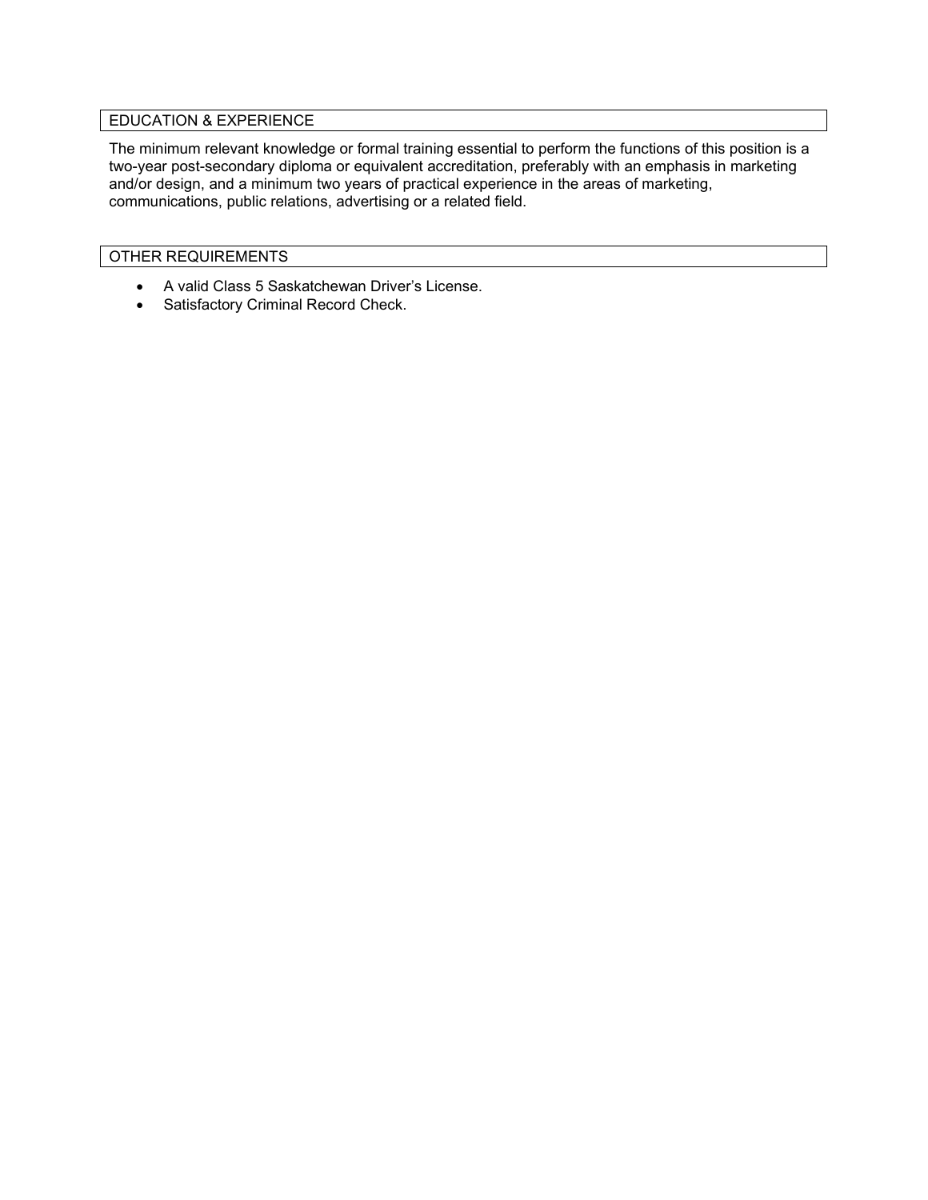## EDUCATION & EXPERIENCE

The minimum relevant knowledge or formal training essential to perform the functions of this position is a two-year post-secondary diploma or equivalent accreditation, preferably with an emphasis in marketing and/or design, and a minimum two years of practical experience in the areas of marketing, communications, public relations, advertising or a related field.

## OTHER REQUIREMENTS

- A valid Class 5 Saskatchewan Driver's License.
- Satisfactory Criminal Record Check.